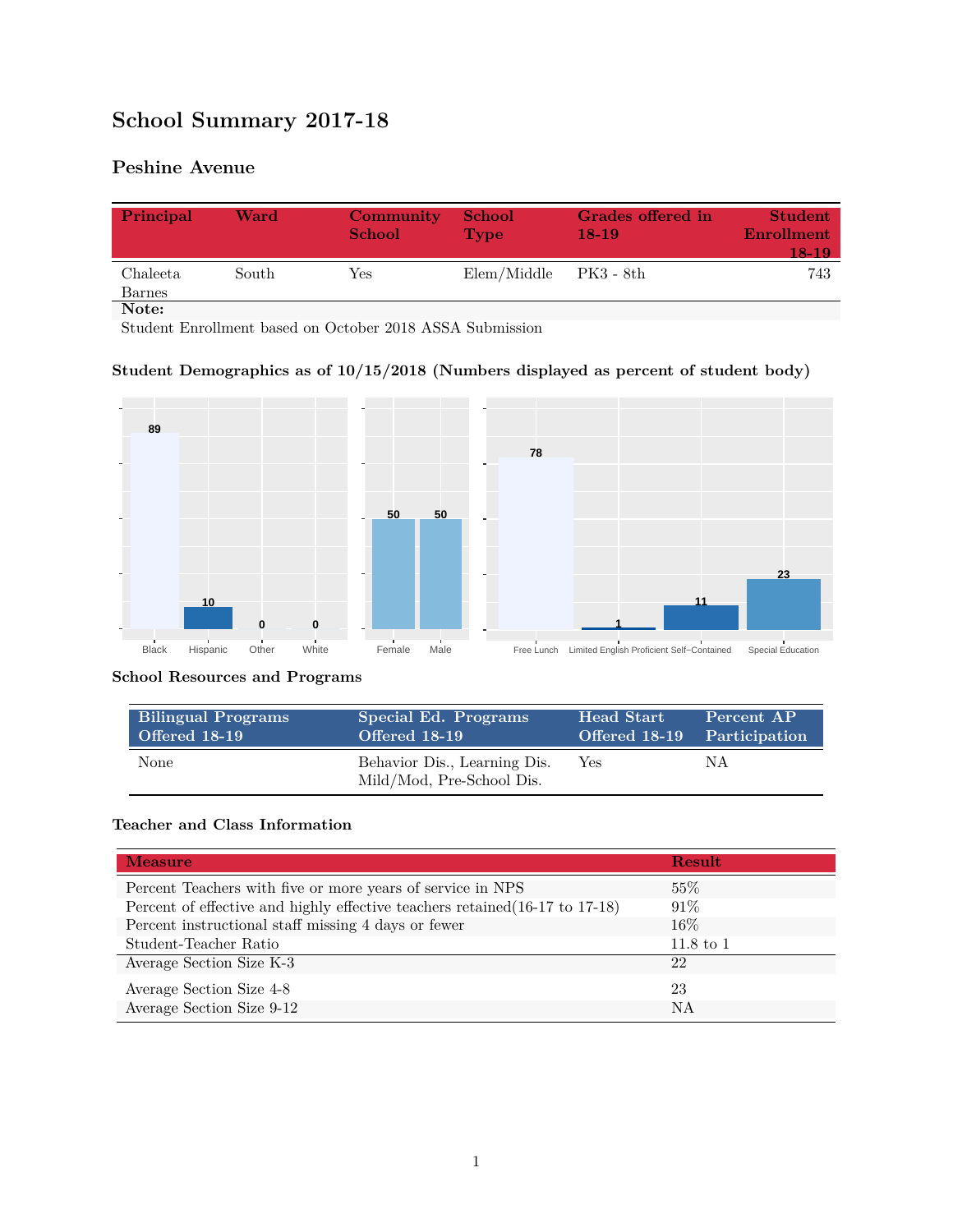# School Summary 2017-18

## Peshine Avenue

| Principal | Ward | Community School | School Type | Grades offered in 18-19 | Student Enrollment 18-19 |
|---|---|---|---|---|---|
| Chaleeta Barnes | South | Yes | Elem/Middle | PK3 - 8th | 743 |

**Note:**

Student Enrollment based on October 2018 ASSA Submission

### Student Demographics as of 10/15/2018 (Numbers displayed as percent of student body)

| Black | Hispanic | Other | White |
|---|---|---|---|
| 89 | 10 | 0 | 0 |

| Female | Male |
|---|---|
| 50 | 50 |

| Free Lunch | Limited English Proficient | Self-Contained | Special Education |
|---|---|---|---|
| 78 | 1 | 11 | 23 |

### School Resources and Programs

| Bilingual Programs Offered 18-19 | Special Ed. Programs Offered 18-19 | Head Start Offered 18-19 | Percent AP Participation |
|---|---|---|---|
| None | Behavior Dis., Learning Dis. Mild/Mod, Pre-School Dis. | Yes | NA |

### Teacher and Class Information

| Measure | Result |
|---|---|
| Percent Teachers with five or more years of service in NPS | 55% |
| Percent of effective and highly effective teachers retained(16-17 to 17-18) | 91% |
| Percent instructional staff missing 4 days or fewer | 16% |
| Student-Teacher Ratio | 11.8 to 1 |
| Average Section Size K-3 | 22 |
| Average Section Size 4-8 | 23 |
| Average Section Size 9-12 | NA |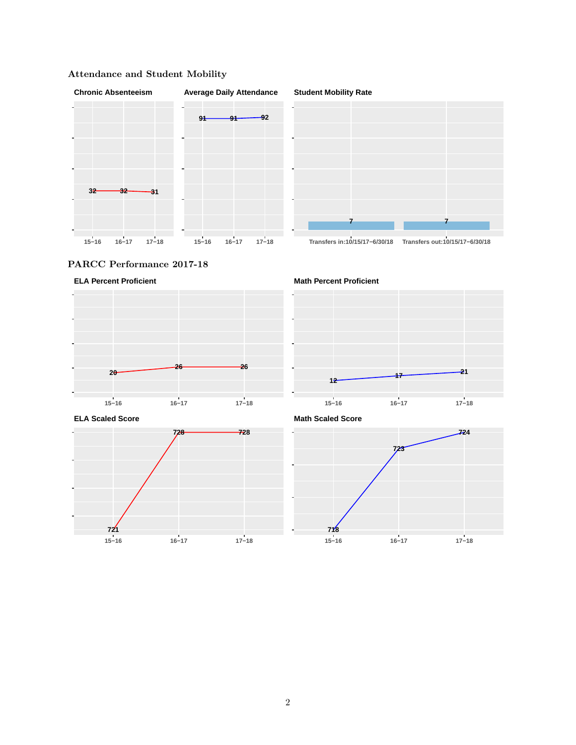## Attendance and Student Mobility

**Chronic Absenteeism**

32
32
31

15–16
16–17
17–18

**Average Daily Attendance**

91
91
92

15–16
16–17
17–18

**Student Mobility Rate**

7
7

Transfers in:10/15/17–6/30/18
Transfers out:10/15/17–6/30/18

## PARCC Performance 2017-18

**ELA Percent Proficient**

20
26
26

15–16
16–17
17–18

**Math Percent Proficient**

12
17
21

15–16
16–17
17–18

**ELA Scaled Score**

721
728
728

15–16
16–17
17–18

**Math Scaled Score**

718
723
724

15–16
16–17
17–18